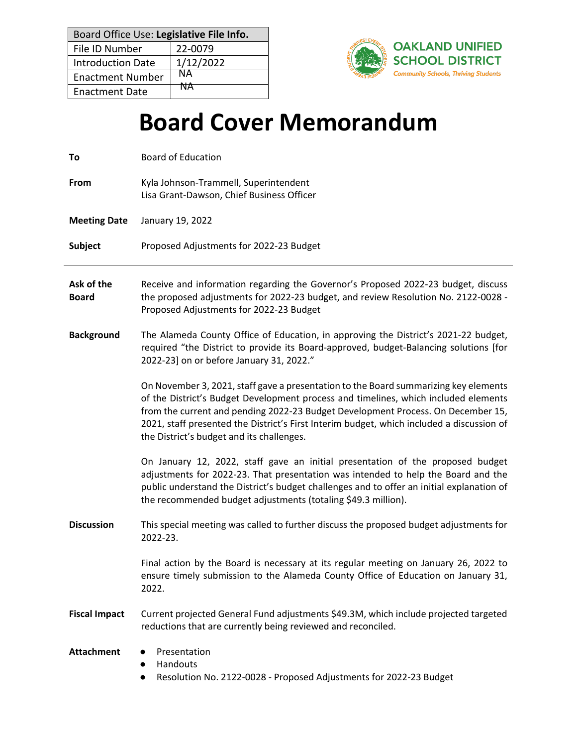| Board Office Use: **Legislative File Info.** | |
|---|---|
| File ID Number | 22-0079 |
| Introduction Date | 1/12/2022 |
| Enactment Number | NA |
| Enactment Date | NA |

OAKLAND UNIFIED SCHOOL DISTRICT
*Community Schools, Thriving Students*

# Board Cover Memorandum

**To** Board of Education

**From** Kyla Johnson-Trammell, Superintendent
Lisa Grant-Dawson, Chief Business Officer

**Meeting Date** January 19, 2022

**Subject** Proposed Adjustments for 2022-23 Budget

---

**Ask of the Board**

Receive and information regarding the Governor's Proposed 2022-23 budget, discuss the proposed adjustments for 2022-23 budget, and review Resolution No. 2122-0028 - Proposed Adjustments for 2022-23 Budget

**Background**

The Alameda County Office of Education, in approving the District's 2021-22 budget, required "the District to provide its Board-approved, budget-Balancing solutions [for 2022-23] on or before January 31, 2022."

On November 3, 2021, staff gave a presentation to the Board summarizing key elements of the District's Budget Development process and timelines, which included elements from the current and pending 2022-23 Budget Development Process. On December 15, 2021, staff presented the District's First Interim budget, which included a discussion of the District's budget and its challenges.

On January 12, 2022, staff gave an initial presentation of the proposed budget adjustments for 2022-23. That presentation was intended to help the Board and the public understand the District's budget challenges and to offer an initial explanation of the recommended budget adjustments (totaling $49.3 million).

**Discussion**

This special meeting was called to further discuss the proposed budget adjustments for 2022-23.

Final action by the Board is necessary at its regular meeting on January 26, 2022 to ensure timely submission to the Alameda County Office of Education on January 31, 2022.

**Fiscal Impact**

Current projected General Fund adjustments $49.3M, which include projected targeted reductions that are currently being reviewed and reconciled.

**Attachment**

- Presentation
- Handouts
- Resolution No. 2122-0028 - Proposed Adjustments for 2022-23 Budget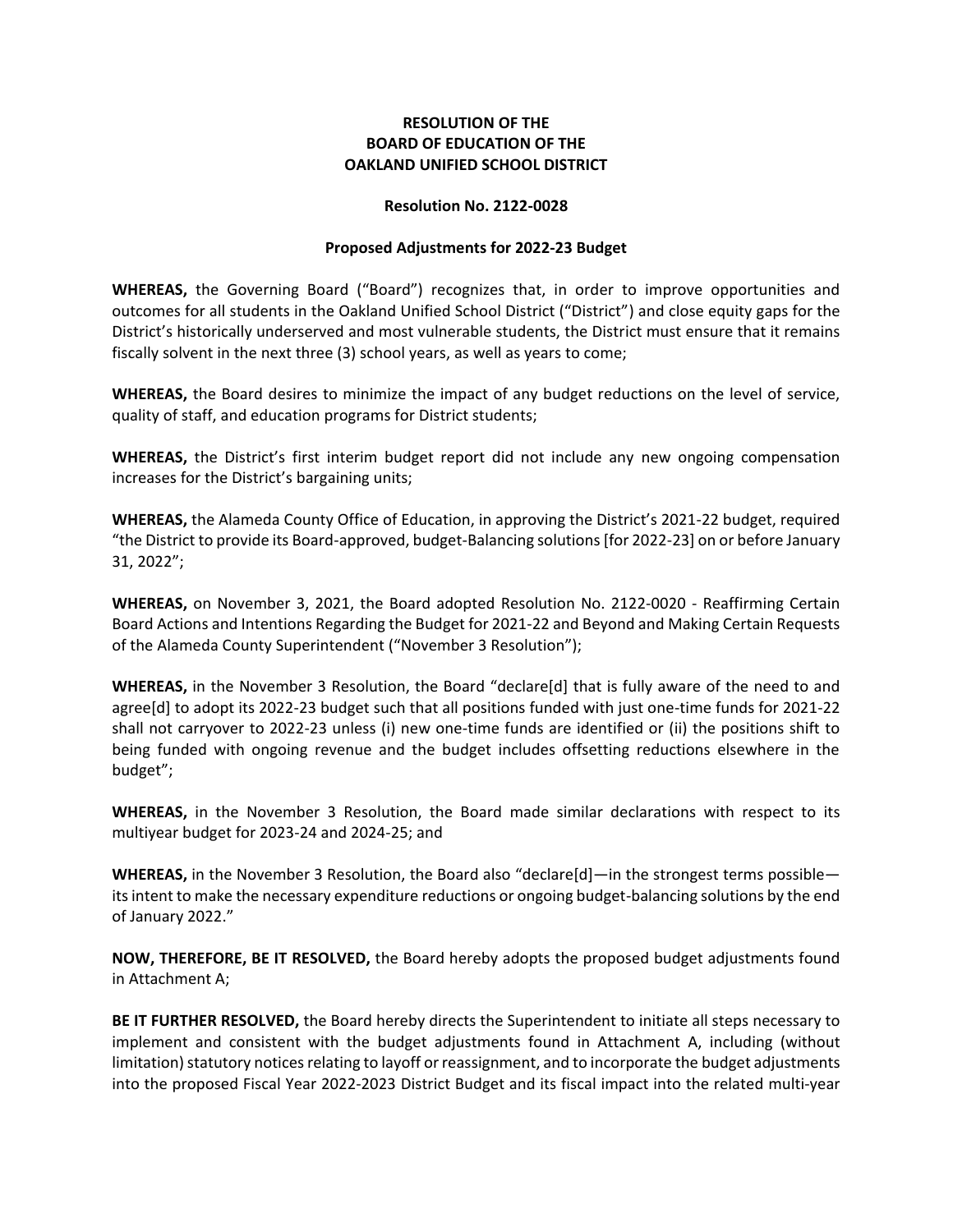**RESOLUTION OF THE**
**BOARD OF EDUCATION OF THE**
**OAKLAND UNIFIED SCHOOL DISTRICT**

**Resolution No. 2122-0028**

**Proposed Adjustments for 2022-23 Budget**

**WHEREAS,** the Governing Board ("Board") recognizes that, in order to improve opportunities and outcomes for all students in the Oakland Unified School District ("District") and close equity gaps for the District's historically underserved and most vulnerable students, the District must ensure that it remains fiscally solvent in the next three (3) school years, as well as years to come;

**WHEREAS,** the Board desires to minimize the impact of any budget reductions on the level of service, quality of staff, and education programs for District students;

**WHEREAS,** the District's first interim budget report did not include any new ongoing compensation increases for the District's bargaining units;

**WHEREAS,** the Alameda County Office of Education, in approving the District's 2021-22 budget, required "the District to provide its Board-approved, budget-Balancing solutions [for 2022-23] on or before January 31, 2022";

**WHEREAS,** on November 3, 2021, the Board adopted Resolution No. 2122-0020 - Reaffirming Certain Board Actions and Intentions Regarding the Budget for 2021-22 and Beyond and Making Certain Requests of the Alameda County Superintendent ("November 3 Resolution");

**WHEREAS,** in the November 3 Resolution, the Board "declare[d] that is fully aware of the need to and agree[d] to adopt its 2022-23 budget such that all positions funded with just one-time funds for 2021-22 shall not carryover to 2022-23 unless (i) new one-time funds are identified or (ii) the positions shift to being funded with ongoing revenue and the budget includes offsetting reductions elsewhere in the budget";

**WHEREAS,** in the November 3 Resolution, the Board made similar declarations with respect to its multiyear budget for 2023-24 and 2024-25; and

**WHEREAS,** in the November 3 Resolution, the Board also "declare[d]—in the strongest terms possible—its intent to make the necessary expenditure reductions or ongoing budget-balancing solutions by the end of January 2022."

**NOW, THEREFORE, BE IT RESOLVED,** the Board hereby adopts the proposed budget adjustments found in Attachment A;

**BE IT FURTHER RESOLVED,** the Board hereby directs the Superintendent to initiate all steps necessary to implement and consistent with the budget adjustments found in Attachment A, including (without limitation) statutory notices relating to layoff or reassignment, and to incorporate the budget adjustments into the proposed Fiscal Year 2022-2023 District Budget and its fiscal impact into the related multi-year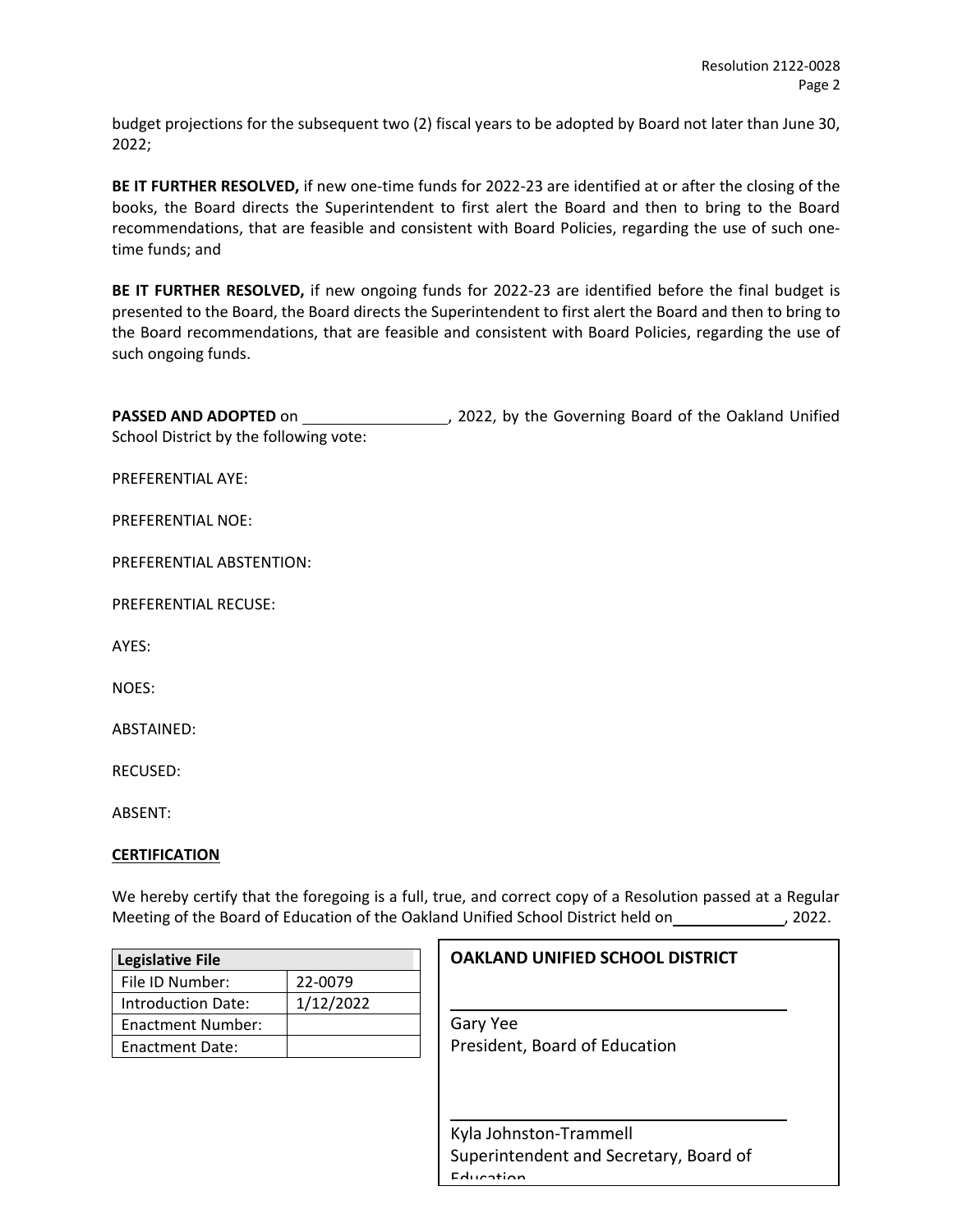budget projections for the subsequent two (2) fiscal years to be adopted by Board not later than June 30, 2022;

**BE IT FURTHER RESOLVED,** if new one-time funds for 2022-23 are identified at or after the closing of the books, the Board directs the Superintendent to first alert the Board and then to bring to the Board recommendations, that are feasible and consistent with Board Policies, regarding the use of such one-time funds; and

**BE IT FURTHER RESOLVED,** if new ongoing funds for 2022-23 are identified before the final budget is presented to the Board, the Board directs the Superintendent to first alert the Board and then to bring to the Board recommendations, that are feasible and consistent with Board Policies, regarding the use of such ongoing funds.

**PASSED AND ADOPTED** on ________________, 2022, by the Governing Board of the Oakland Unified School District by the following vote:

PREFERENTIAL AYE:

PREFERENTIAL NOE:

PREFERENTIAL ABSTENTION:

PREFERENTIAL RECUSE:

AYES:

NOES:

ABSTAINED:

RECUSED:

ABSENT:

**CERTIFICATION**

We hereby certify that the foregoing is a full, true, and correct copy of a Resolution passed at a Regular Meeting of the Board of Education of the Oakland Unified School District held on____________, 2022.

| **Legislative File** | |
|---|---|
| File ID Number: | 22-0079 |
| Introduction Date: | 1/12/2022 |
| Enactment Number: | |
| Enactment Date: | |

**OAKLAND UNIFIED SCHOOL DISTRICT**

______________________________

Gary Yee
President, Board of Education

______________________________

Kyla Johnston-Trammell
Superintendent and Secretary, Board of Education